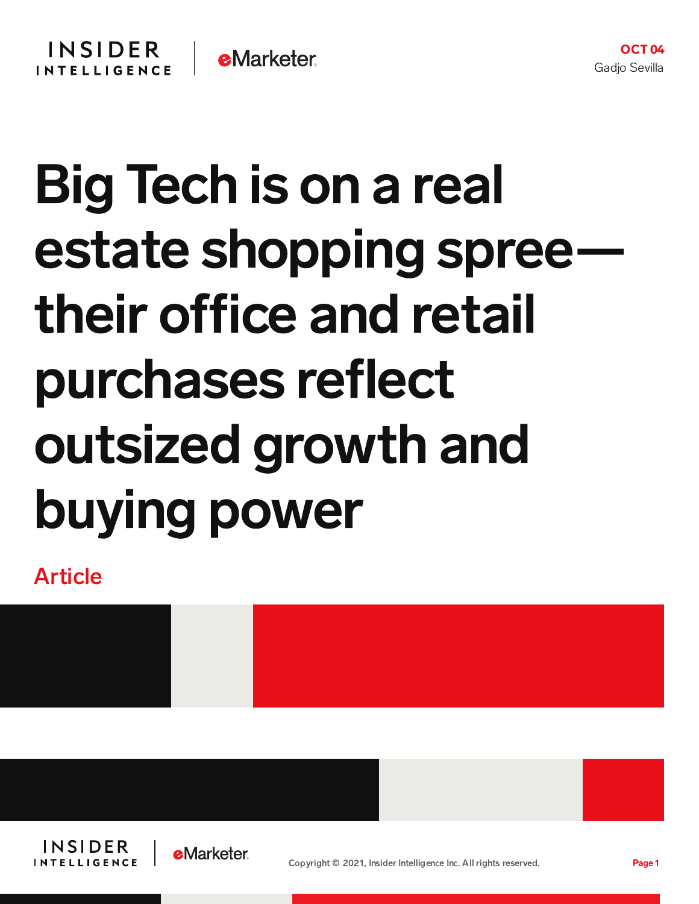OCT 04
Gadjo Sevilla

# Big Tech is on a real estate shopping spree—their office and retail purchases reflect outsized growth and buying power

Article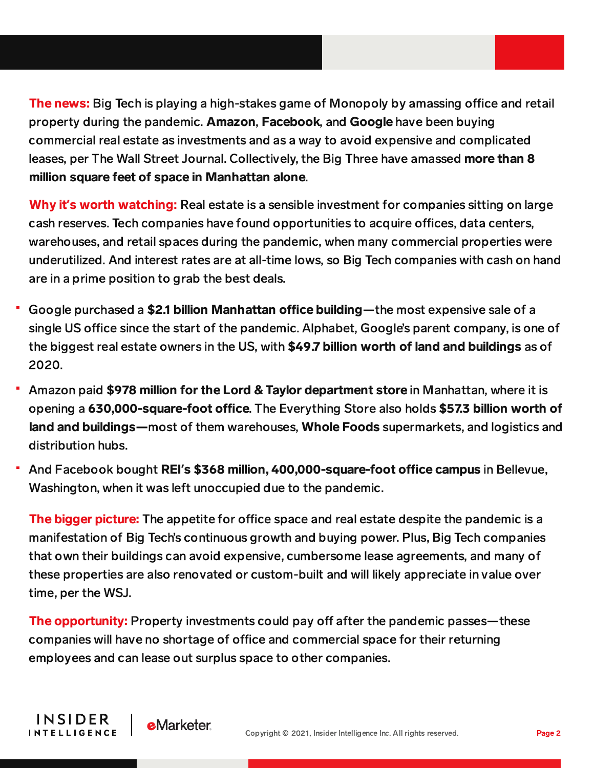**The news:** Big Tech is playing a high-stakes game of Monopoly by amassing office and retail property during the pandemic. **Amazon**, **Facebook**, and **Google** have been buying commercial real estate as investments and as a way to avoid expensive and complicated leases, per The Wall Street Journal. Collectively, the Big Three have amassed **more than 8 million square feet of space in Manhattan alone**.

**Why it's worth watching:** Real estate is a sensible investment for companies sitting on large cash reserves. Tech companies have found opportunities to acquire offices, data centers, warehouses, and retail spaces during the pandemic, when many commercial properties were underutilized. And interest rates are at all-time lows, so Big Tech companies with cash on hand are in a prime position to grab the best deals.

- Google purchased a **$2.1 billion Manhattan office building**—the most expensive sale of a single US office since the start of the pandemic. Alphabet, Google's parent company, is one of the biggest real estate owners in the US, with **$49.7 billion worth of land and buildings** as of 2020.
- Amazon paid **$978 million for the Lord & Taylor department store** in Manhattan, where it is opening a **630,000-square-foot office**. The Everything Store also holds **$57.3 billion worth of land and buildings—**most of them warehouses, **Whole Foods** supermarkets, and logistics and distribution hubs.
- And Facebook bought **REI's $368 million, 400,000-square-foot office campus** in Bellevue, Washington, when it was left unoccupied due to the pandemic.

**The bigger picture:** The appetite for office space and real estate despite the pandemic is a manifestation of Big Tech's continuous growth and buying power. Plus, Big Tech companies that own their buildings can avoid expensive, cumbersome lease agreements, and many of these properties are also renovated or custom-built and will likely appreciate in value over time, per the WSJ.

**The opportunity:** Property investments could pay off after the pandemic passes—these companies will have no shortage of office and commercial space for their returning employees and can lease out surplus space to other companies.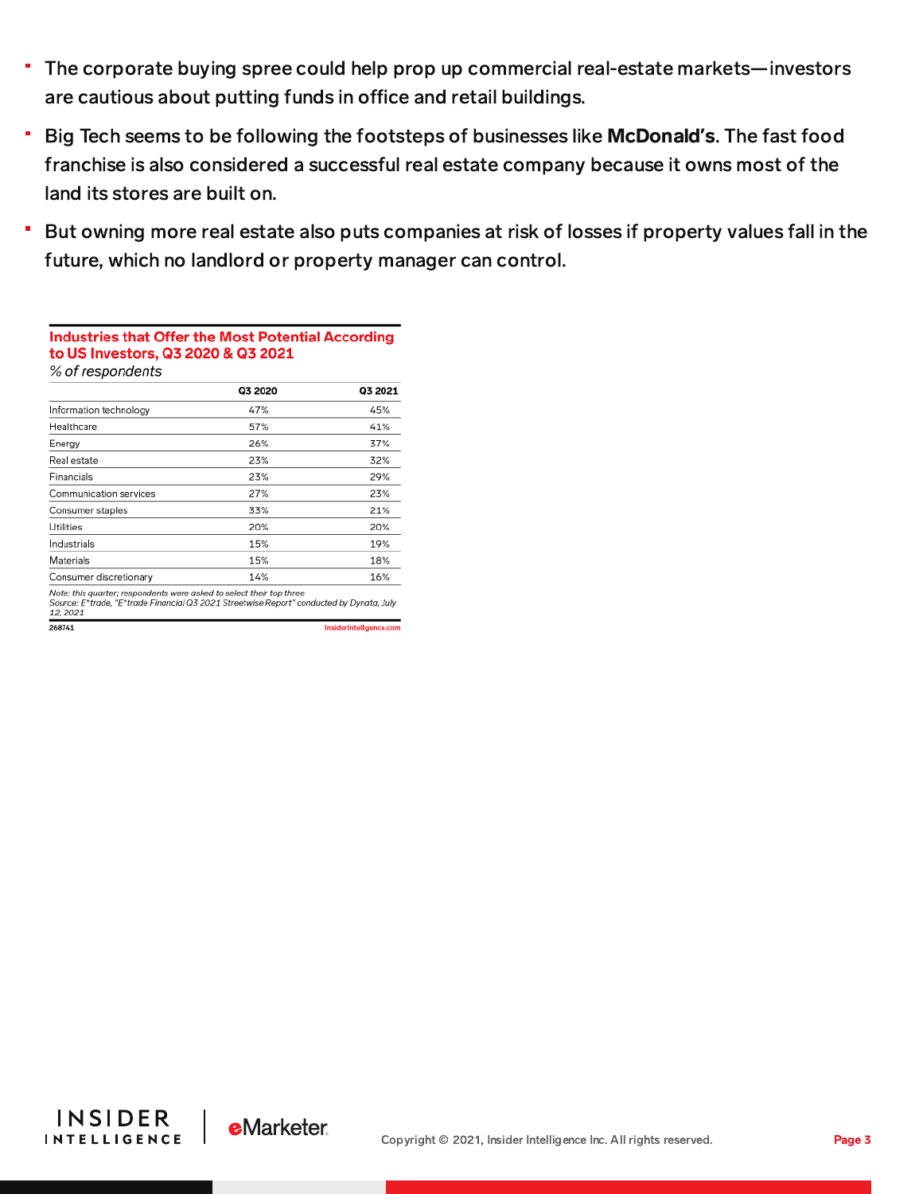- The corporate buying spree could help prop up commercial real-estate markets—investors are cautious about putting funds in office and retail buildings.
- Big Tech seems to be following the footsteps of businesses like **McDonald's**. The fast food franchise is also considered a successful real estate company because it owns most of the land its stores are built on.
- But owning more real estate also puts companies at risk of losses if property values fall in the future, which no landlord or property manager can control.

**Industries that Offer the Most Potential According to US Investors, Q3 2020 & Q3 2021**

*% of respondents*

| | Q3 2020 | Q3 2021 |
|---|---|---|
| Information technology | 47% | 45% |
| Healthcare | 57% | 41% |
| Energy | 26% | 37% |
| Real estate | 23% | 32% |
| Financials | 23% | 29% |
| Communication services | 27% | 23% |
| Consumer staples | 33% | 21% |
| Utilities | 20% | 20% |
| Industrials | 15% | 19% |
| Materials | 15% | 18% |
| Consumer discretionary | 14% | 16% |

*Note: this quarter; respondents were asked to select their top three*
*Source: E\*trade, "E\*trade Financial Q3 2021 Streetwise Report" conducted by Dynata, July 12, 2021*

268741 InsiderIntelligence.com